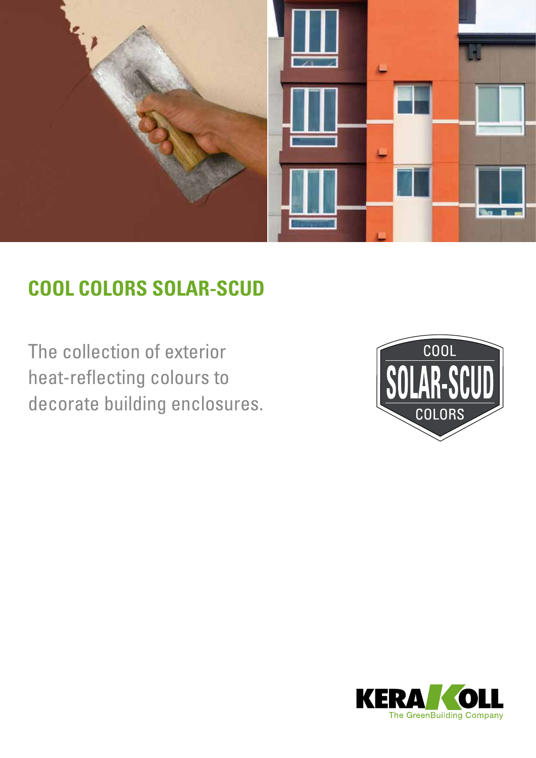# COOL COLORS SOLAR-SCUD

The collection of exterior heat-reflecting colours to decorate building enclosures.

COOL
SOLAR-SCUD
COLORS

KERAKOLL
The GreenBuilding Company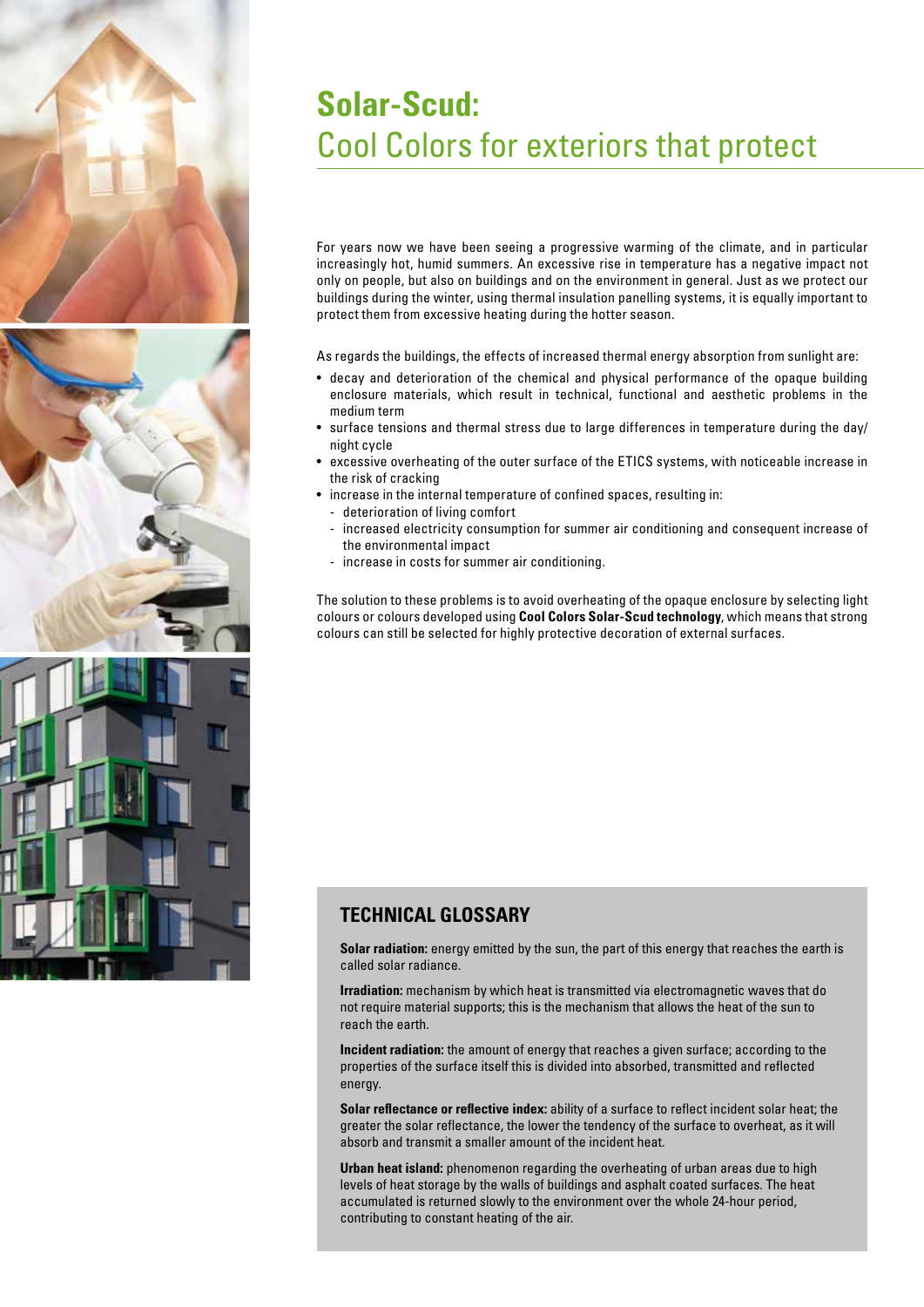# Solar-Scud:
## Cool Colors for exteriors that protect

For years now we have been seeing a progressive warming of the climate, and in particular increasingly hot, humid summers. An excessive rise in temperature has a negative impact not only on people, but also on buildings and on the environment in general. Just as we protect our buildings during the winter, using thermal insulation panelling systems, it is equally important to protect them from excessive heating during the hotter season.

As regards the buildings, the effects of increased thermal energy absorption from sunlight are:

- decay and deterioration of the chemical and physical performance of the opaque building enclosure materials, which result in technical, functional and aesthetic problems in the medium term
- surface tensions and thermal stress due to large differences in temperature during the day/night cycle
- excessive overheating of the outer surface of the ETICS systems, with noticeable increase in the risk of cracking
- increase in the internal temperature of confined spaces, resulting in:
  - deterioration of living comfort
  - increased electricity consumption for summer air conditioning and consequent increase of the environmental impact
  - increase in costs for summer air conditioning.

The solution to these problems is to avoid overheating of the opaque enclosure by selecting light colours or colours developed using **Cool Colors Solar-Scud technology**, which means that strong colours can still be selected for highly protective decoration of external surfaces.

### TECHNICAL GLOSSARY

**Solar radiation:** energy emitted by the sun, the part of this energy that reaches the earth is called solar radiance.

**Irradiation:** mechanism by which heat is transmitted via electromagnetic waves that do not require material supports; this is the mechanism that allows the heat of the sun to reach the earth.

**Incident radiation:** the amount of energy that reaches a given surface; according to the properties of the surface itself this is divided into absorbed, transmitted and reflected energy.

**Solar reflectance or reflective index:** ability of a surface to reflect incident solar heat; the greater the solar reflectance, the lower the tendency of the surface to overheat, as it will absorb and transmit a smaller amount of the incident heat.

**Urban heat island:** phenomenon regarding the overheating of urban areas due to high levels of heat storage by the walls of buildings and asphalt coated surfaces. The heat accumulated is returned slowly to the environment over the whole 24-hour period, contributing to constant heating of the air.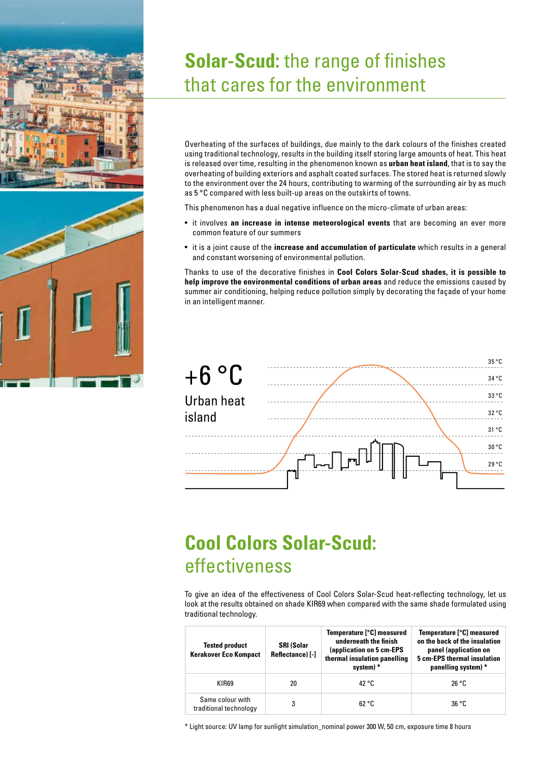# **Solar-Scud:** the range of finishes that cares for the environment

Overheating of the surfaces of buildings, due mainly to the dark colours of the finishes created using traditional technology, results in the building itself storing large amounts of heat. This heat is released over time, resulting in the phenomenon known as **urban heat island**, that is to say the overheating of building exteriors and asphalt coated surfaces. The stored heat is returned slowly to the environment over the 24 hours, contributing to warming of the surrounding air by as much as 5 °C compared with less built-up areas on the outskirts of towns.

This phenomenon has a dual negative influence on the micro-climate of urban areas:

- it involves **an increase in intense meteorological events** that are becoming an ever more common feature of our summers
- it is a joint cause of the **increase and accumulation of particulate** which results in a general and constant worsening of environmental pollution.

Thanks to use of the decorative finishes in **Cool Colors Solar-Scud shades, it is possible to help improve the environmental conditions of urban areas** and reduce the emissions caused by summer air conditioning, helping reduce pollution simply by decorating the façade of your home in an intelligent manner.

+6 °C

Urban heat island

35 °C
34 °C
33 °C
32 °C
31 °C
30 °C
29 °C

# **Cool Colors Solar-Scud:** effectiveness

To give an idea of the effectiveness of Cool Colors Solar-Scud heat-reflecting technology, let us look at the results obtained on shade KIR69 when compared with the same shade formulated using traditional technology.

| Tested product Kerakover Eco Kompact | SRI (Solar Reflectance) [-] | Temperature [°C] measured underneath the finish (application on 5 cm-EPS thermal insulation panelling system) * | Temperature [°C] measured on the back of the insulation panel (application on 5 cm-EPS thermal insulation panelling system) * |
|---|---|---|---|
| KIR69 | 20 | 42 °C | 26 °C |
| Same colour with traditional technology | 3 | 62 °C | 36 °C |

* Light source: UV lamp for sunlight simulation_nominal power 300 W, 50 cm, exposure time 8 hours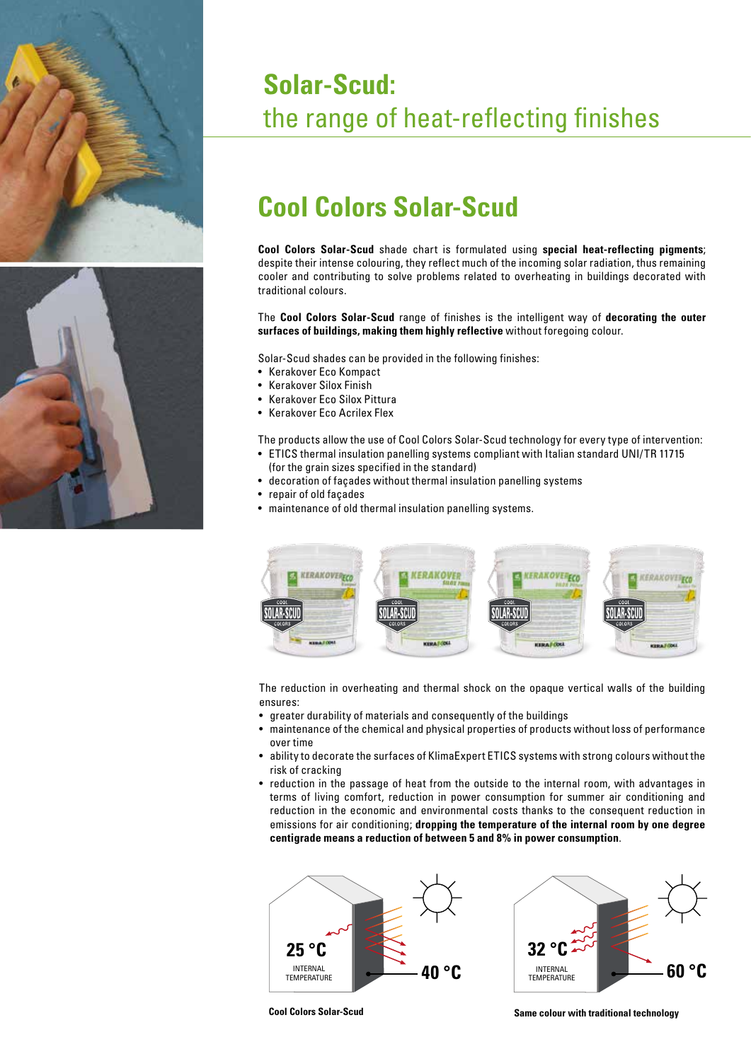# Solar-Scud:
## the range of heat-reflecting finishes

## Cool Colors Solar-Scud

**Cool Colors Solar-Scud** shade chart is formulated using **special heat-reflecting pigments**; despite their intense colouring, they reflect much of the incoming solar radiation, thus remaining cooler and contributing to solve problems related to overheating in buildings decorated with traditional colours.

The **Cool Colors Solar-Scud** range of finishes is the intelligent way of **decorating the outer surfaces of buildings, making them highly reflective** without foregoing colour.

Solar-Scud shades can be provided in the following finishes:

- Kerakover Eco Kompact
- Kerakover Silox Finish
- Kerakover Eco Silox Pittura
- Kerakover Eco Acrilex Flex

The products allow the use of Cool Colors Solar-Scud technology for every type of intervention:

- ETICS thermal insulation panelling systems compliant with Italian standard UNI/TR 11715 (for the grain sizes specified in the standard)
- decoration of façades without thermal insulation panelling systems
- repair of old façades
- maintenance of old thermal insulation panelling systems.

The reduction in overheating and thermal shock on the opaque vertical walls of the building ensures:

- greater durability of materials and consequently of the buildings
- maintenance of the chemical and physical properties of products without loss of performance over time
- ability to decorate the surfaces of KlimaExpert ETICS systems with strong colours without the risk of cracking
- reduction in the passage of heat from the outside to the internal room, with advantages in terms of living comfort, reduction in power consumption for summer air conditioning and reduction in the economic and environmental costs thanks to the consequent reduction in emissions for air conditioning; **dropping the temperature of the internal room by one degree centigrade means a reduction of between 5 and 8% in power consumption**.

25 °C
INTERNAL TEMPERATURE
40 °C

**Cool Colors Solar-Scud**

32 °C
INTERNAL TEMPERATURE
60 °C

**Same colour with traditional technology**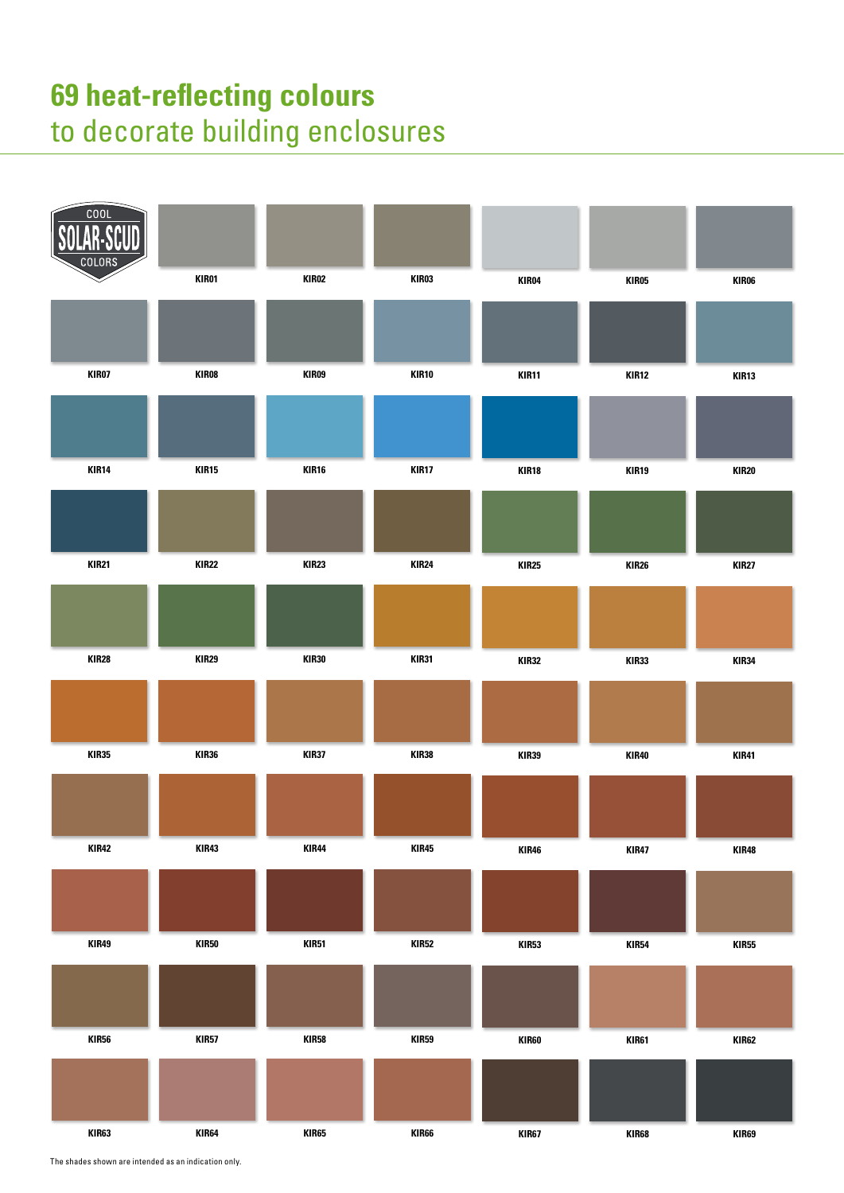# 69 heat-reflecting colours
## to decorate building enclosures

COOL SOLAR-SCUD COLORS

| | | | | | | |
|---|---|---|---|---|---|---|
| | KIR01 | KIR02 | KIR03 | KIR04 | KIR05 | KIR06 |
| KIR07 | KIR08 | KIR09 | KIR10 | KIR11 | KIR12 | KIR13 |
| KIR14 | KIR15 | KIR16 | KIR17 | KIR18 | KIR19 | KIR20 |
| KIR21 | KIR22 | KIR23 | KIR24 | KIR25 | KIR26 | KIR27 |
| KIR28 | KIR29 | KIR30 | KIR31 | KIR32 | KIR33 | KIR34 |
| KIR35 | KIR36 | KIR37 | KIR38 | KIR39 | KIR40 | KIR41 |
| KIR42 | KIR43 | KIR44 | KIR45 | KIR46 | KIR47 | KIR48 |
| KIR49 | KIR50 | KIR51 | KIR52 | KIR53 | KIR54 | KIR55 |
| KIR56 | KIR57 | KIR58 | KIR59 | KIR60 | KIR61 | KIR62 |
| KIR63 | KIR64 | KIR65 | KIR66 | KIR67 | KIR68 | KIR69 |

The shades shown are intended as an indication only.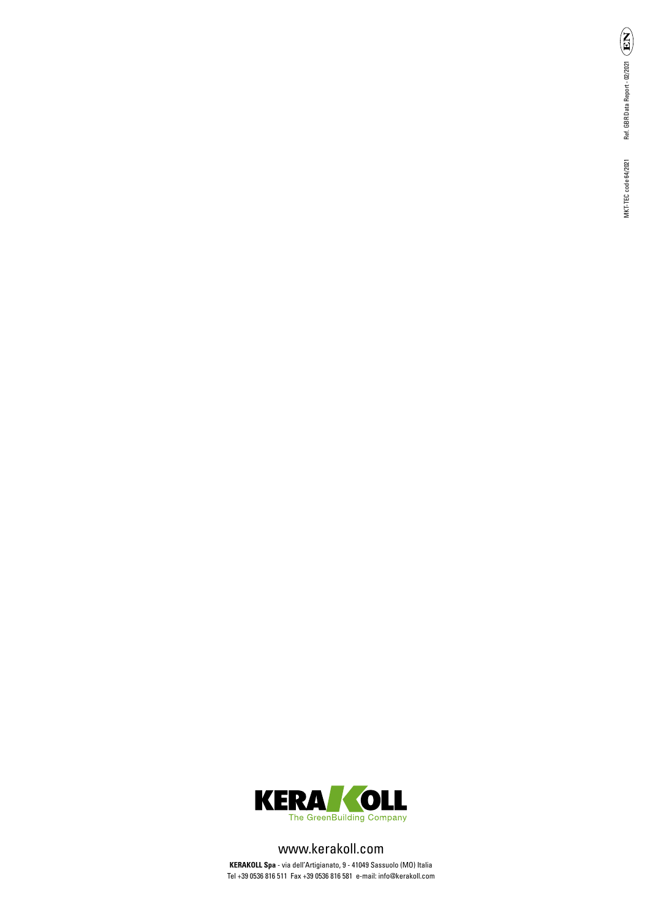MKT-TEC code 64/2021 Ref. GBR Data Report - 02/2021 EN

KERAKOLL
The GreenBuilding Company

www.kerakoll.com

**KERAKOLL Spa** - via dell'Artigianato, 9 - 41049 Sassuolo (MO) Italia
Tel +39 0536 816 511 Fax +39 0536 816 581 e-mail: info@kerakoll.com